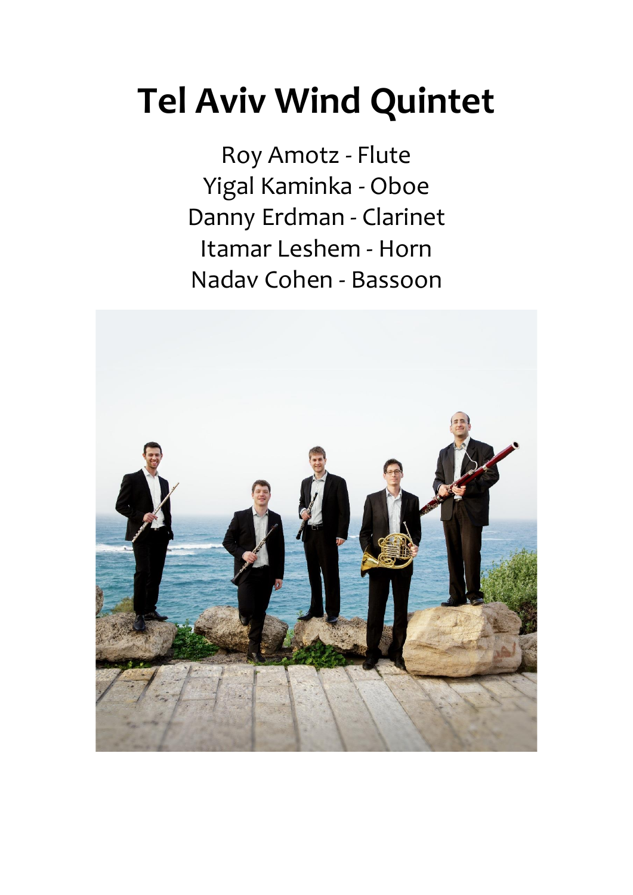# Tel Aviv Wind Quintet

Roy Amotz - Flute
Yigal Kaminka - Oboe
Danny Erdman - Clarinet
Itamar Leshem - Horn
Nadav Cohen - Bassoon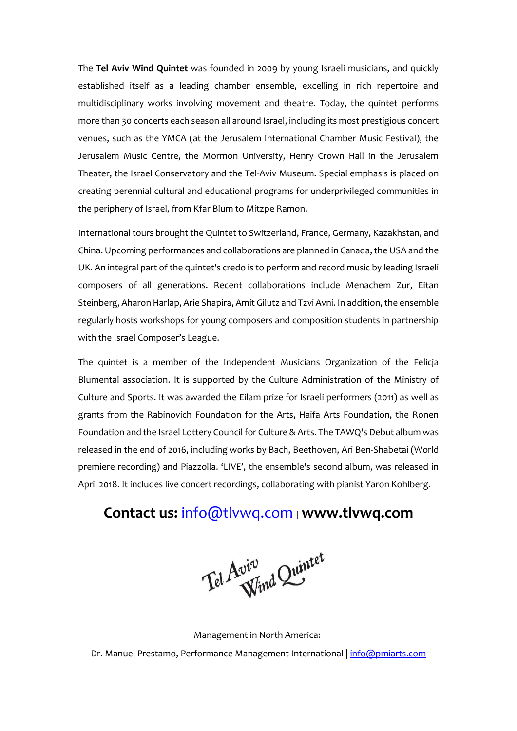The **Tel Aviv Wind Quintet** was founded in 2009 by young Israeli musicians, and quickly established itself as a leading chamber ensemble, excelling in rich repertoire and multidisciplinary works involving movement and theatre. Today, the quintet performs more than 30 concerts each season all around Israel, including its most prestigious concert venues, such as the YMCA (at the Jerusalem International Chamber Music Festival), the Jerusalem Music Centre, the Mormon University, Henry Crown Hall in the Jerusalem Theater, the Israel Conservatory and the Tel-Aviv Museum. Special emphasis is placed on creating perennial cultural and educational programs for underprivileged communities in the periphery of Israel, from Kfar Blum to Mitzpe Ramon.

International tours brought the Quintet to Switzerland, France, Germany, Kazakhstan, and China. Upcoming performances and collaborations are planned in Canada, the USA and the UK. An integral part of the quintet's credo is to perform and record music by leading Israeli composers of all generations. Recent collaborations include Menachem Zur, Eitan Steinberg, Aharon Harlap, Arie Shapira, Amit Gilutz and Tzvi Avni. In addition, the ensemble regularly hosts workshops for young composers and composition students in partnership with the Israel Composer's League.

The quintet is a member of the Independent Musicians Organization of the Felicja Blumental association. It is supported by the Culture Administration of the Ministry of Culture and Sports. It was awarded the Eilam prize for Israeli performers (2011) as well as grants from the Rabinovich Foundation for the Arts, Haifa Arts Foundation, the Ronen Foundation and the Israel Lottery Council for Culture & Arts. The TAWQ's Debut album was released in the end of 2016, including works by Bach, Beethoven, Ari Ben-Shabetai (World premiere recording) and Piazzolla. 'LIVE', the ensemble's second album, was released in April 2018. It includes live concert recordings, collaborating with pianist Yaron Kohlberg.

## Contact us: info@tlvwq.com | www.tlvwq.com

Tel Aviv Wind Quintet

Management in North America:

Dr. Manuel Prestamo, Performance Management International | info@pmiarts.com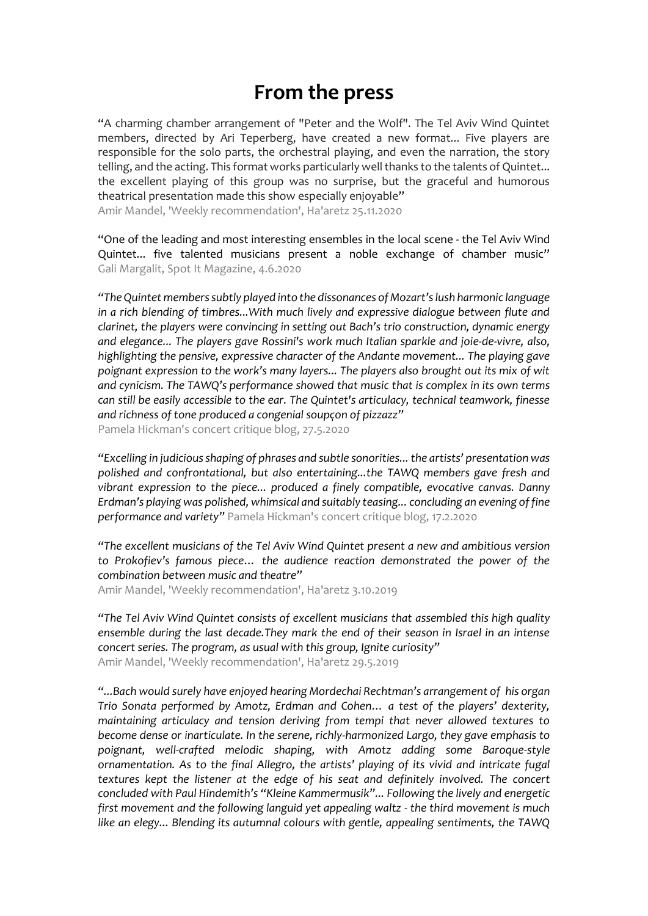# From the press

"A charming chamber arrangement of "Peter and the Wolf". The Tel Aviv Wind Quintet members, directed by Ari Teperberg, have created a new format... Five players are responsible for the solo parts, the orchestral playing, and even the narration, the story telling, and the acting. This format works particularly well thanks to the talents of Quintet... the excellent playing of this group was no surprise, but the graceful and humorous theatrical presentation made this show especially enjoyable"
Amir Mandel, 'Weekly recommendation', Ha'aretz 25.11.2020

"One of the leading and most interesting ensembles in the local scene - the Tel Aviv Wind Quintet... five talented musicians present a noble exchange of chamber music"
Gali Margalit, Spot It Magazine, 4.6.2020

*"The Quintet members subtly played into the dissonances of Mozart's lush harmonic language in a rich blending of timbres...With much lively and expressive dialogue between flute and clarinet, the players were convincing in setting out Bach's trio construction, dynamic energy and elegance... The players gave Rossini's work much Italian sparkle and joie-de-vivre, also, highlighting the pensive, expressive character of the Andante movement... The playing gave poignant expression to the work's many layers... The players also brought out its mix of wit and cynicism. The TAWQ's performance showed that music that is complex in its own terms can still be easily accessible to the ear. The Quintet's articulacy, technical teamwork, finesse and richness of tone produced a congenial soupçon of pizzazz"*
Pamela Hickman's concert critique blog, 27.5.2020

*"Excelling in judicious shaping of phrases and subtle sonorities... the artists' presentation was polished and confrontational, but also entertaining...the TAWQ members gave fresh and vibrant expression to the piece... produced a finely compatible, evocative canvas. Danny Erdman's playing was polished, whimsical and suitably teasing... concluding an evening of fine performance and variety"* Pamela Hickman's concert critique blog, 17.2.2020

*"The excellent musicians of the Tel Aviv Wind Quintet present a new and ambitious version to Prokofiev's famous piece… the audience reaction demonstrated the power of the combination between music and theatre"*
Amir Mandel, 'Weekly recommendation', Ha'aretz 3.10.2019

*"The Tel Aviv Wind Quintet consists of excellent musicians that assembled this high quality ensemble during the last decade.They mark the end of their season in Israel in an intense concert series. The program, as usual with this group, Ignite curiosity"*
Amir Mandel, 'Weekly recommendation', Ha'aretz 29.5.2019

*"...Bach would surely have enjoyed hearing Mordechai Rechtman's arrangement of his organ Trio Sonata performed by Amotz, Erdman and Cohen… a test of the players' dexterity, maintaining articulacy and tension deriving from tempi that never allowed textures to become dense or inarticulate. In the serene, richly-harmonized Largo, they gave emphasis to poignant, well-crafted melodic shaping, with Amotz adding some Baroque-style ornamentation. As to the final Allegro, the artists' playing of its vivid and intricate fugal textures kept the listener at the edge of his seat and definitely involved. The concert concluded with Paul Hindemith's "Kleine Kammermusik"... Following the lively and energetic first movement and the following languid yet appealing waltz - the third movement is much like an elegy... Blending its autumnal colours with gentle, appealing sentiments, the TAWQ*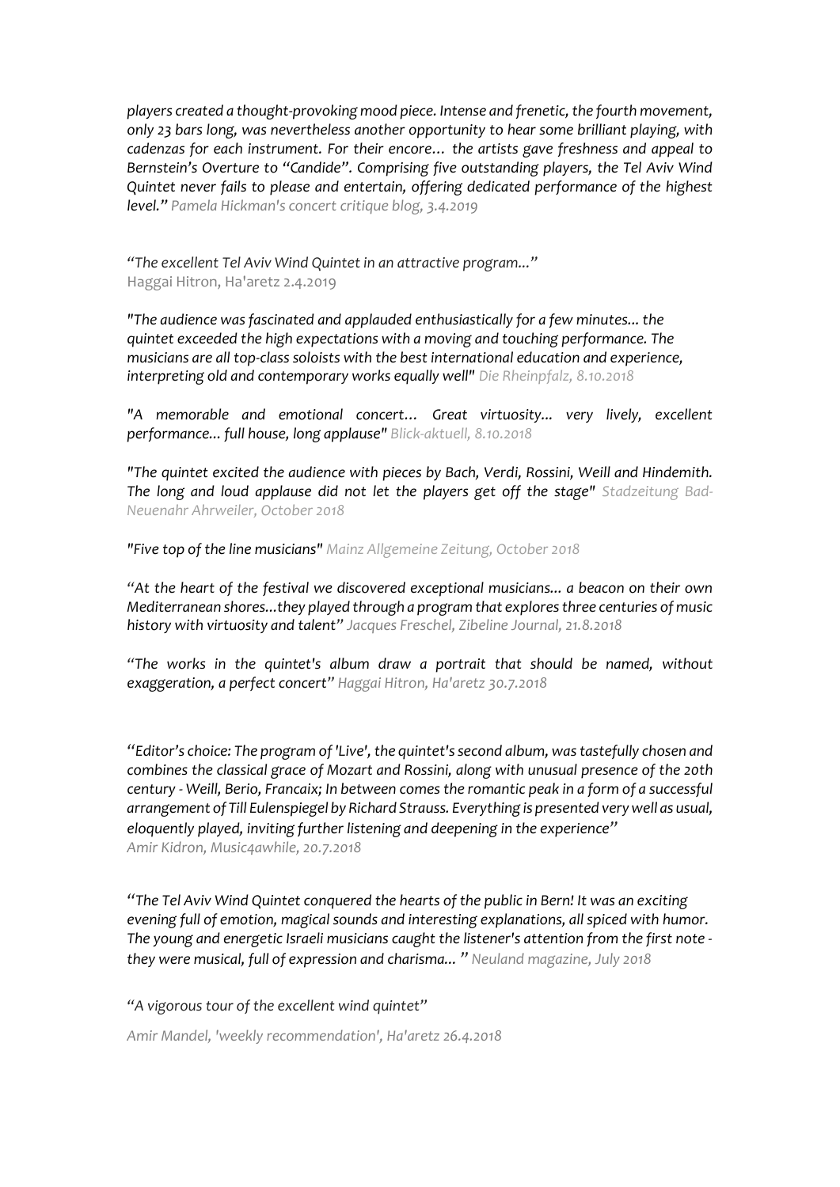*players created a thought-provoking mood piece. Intense and frenetic, the fourth movement, only 23 bars long, was nevertheless another opportunity to hear some brilliant playing, with cadenzas for each instrument. For their encore… the artists gave freshness and appeal to Bernstein's Overture to "Candide". Comprising five outstanding players, the Tel Aviv Wind Quintet never fails to please and entertain, offering dedicated performance of the highest level."* Pamela Hickman's concert critique blog, 3.4.2019

*"The excellent Tel Aviv Wind Quintet in an attractive program..."*
Haggai Hitron, Ha'aretz 2.4.2019

*"The audience was fascinated and applauded enthusiastically for a few minutes... the quintet exceeded the high expectations with a moving and touching performance. The musicians are all top-class soloists with the best international education and experience, interpreting old and contemporary works equally well"* Die Rheinpfalz, 8.10.2018

*"A memorable and emotional concert… Great virtuosity... very lively, excellent performance... full house, long applause"* Blick-aktuell, 8.10.2018

*"The quintet excited the audience with pieces by Bach, Verdi, Rossini, Weill and Hindemith. The long and loud applause did not let the players get off the stage"* Stadzeitung Bad-Neuenahr Ahrweiler, October 2018

*"Five top of the line musicians"* Mainz Allgemeine Zeitung, October 2018

*"At the heart of the festival we discovered exceptional musicians... a beacon on their own Mediterranean shores...they played through a program that explores three centuries of music history with virtuosity and talent"* Jacques Freschel, Zibeline Journal, 21.8.2018

*"The works in the quintet's album draw a portrait that should be named, without exaggeration, a perfect concert"* Haggai Hitron, Ha'aretz 30.7.2018

*"Editor's choice: The program of 'Live', the quintet's second album, was tastefully chosen and combines the classical grace of Mozart and Rossini, along with unusual presence of the 20th century - Weill, Berio, Francaix; In between comes the romantic peak in a form of a successful arrangement of Till Eulenspiegel by Richard Strauss. Everything is presented very well as usual, eloquently played, inviting further listening and deepening in the experience"*
Amir Kidron, Music4awhile, 20.7.2018

*"The Tel Aviv Wind Quintet conquered the hearts of the public in Bern! It was an exciting evening full of emotion, magical sounds and interesting explanations, all spiced with humor. The young and energetic Israeli musicians caught the listener's attention from the first note - they were musical, full of expression and charisma... "* Neuland magazine, July 2018

*"A vigorous tour of the excellent wind quintet"*

Amir Mandel, 'weekly recommendation', Ha'aretz 26.4.2018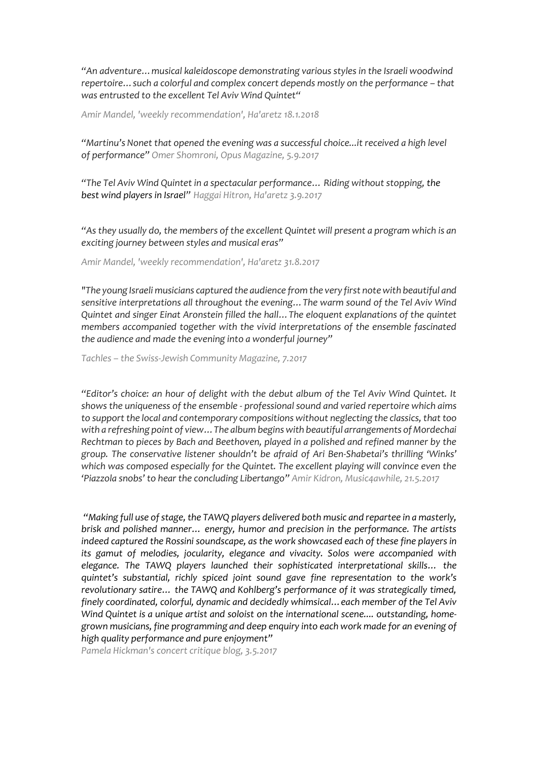*"An adventure… musical kaleidoscope demonstrating various styles in the Israeli woodwind repertoire… such a colorful and complex concert depends mostly on the performance – that was entrusted to the excellent Tel Aviv Wind Quintet"*

*Amir Mandel, 'weekly recommendation', Ha'aretz 18.1.2018*

*"Martinu's Nonet that opened the evening was a successful choice...it received a high level of performance" Omer Shomroni, Opus Magazine, 5.9.2017*

*"The Tel Aviv Wind Quintet in a spectacular performance… Riding without stopping, the **best wind players in Israel**" Haggai Hitron, Ha'aretz 3.9.2017*

*"As they usually do, the members of the excellent Quintet will present a program which is an exciting journey between styles and musical eras"*

*Amir Mandel, 'weekly recommendation', Ha'aretz 31.8.2017*

*"The young Israeli musicians captured the audience from the very first note with beautiful and sensitive interpretations all throughout the evening… The warm sound of the Tel Aviv Wind Quintet and singer Einat Aronstein filled the hall… The eloquent explanations of the quintet members accompanied together with the vivid interpretations of the ensemble fascinated the audience and made the evening into a wonderful journey"*

*Tachles – the Swiss-Jewish Community Magazine, 7.2017*

*"Editor's choice: an hour of delight with the debut album of the Tel Aviv Wind Quintet. It shows the uniqueness of the ensemble - professional sound and varied repertoire which aims to support the local and contemporary compositions without neglecting the classics, that too with a refreshing point of view… The album begins with beautiful arrangements of Mordechai Rechtman to pieces by Bach and Beethoven, played in a polished and refined manner by the group. The conservative listener shouldn't be afraid of Ari Ben-Shabetai's thrilling 'Winks' which was composed especially for the Quintet. The excellent playing will convince even the 'Piazzola snobs' to hear the concluding Libertango" Amir Kidron, Music4awhile, 21.5.2017*

*"Making full use of stage, the TAWQ players delivered both music and repartee in a masterly, brisk and polished manner… energy, humor and precision in the performance. The artists indeed captured the Rossini soundscape, as the work showcased each of these fine players in its gamut of melodies, jocularity, elegance and vivacity. Solos were accompanied with elegance. The TAWQ players launched their sophisticated interpretational skills… the quintet's substantial, richly spiced joint sound gave fine representation to the work's revolutionary satire… the TAWQ and Kohlberg's performance of it was strategically timed, finely coordinated, colorful, dynamic and decidedly whimsical… each member of the Tel Aviv Wind Quintet is a unique artist and soloist on the international scene.... outstanding, home-grown musicians, fine programming and deep enquiry into each work made for an evening of high quality performance and pure enjoyment"*

*Pamela Hickman's concert critique blog, 3.5.2017*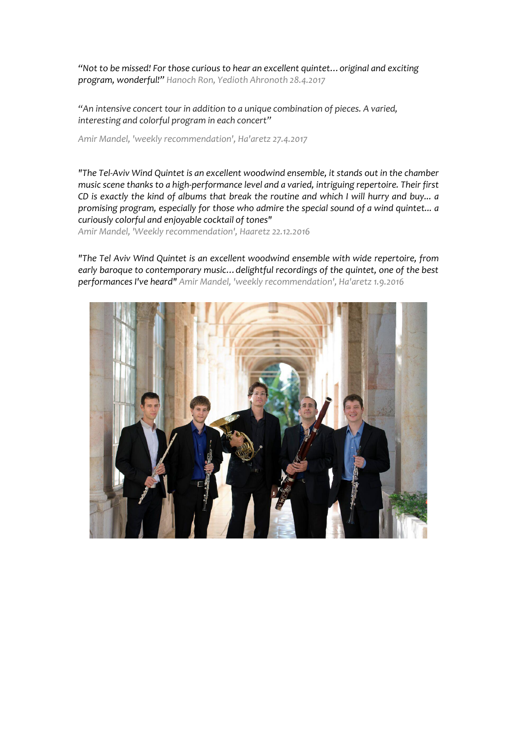*“Not to be missed! For those curious to hear an excellent quintet… original and exciting program, wonderful!”* Hanoch Ron, Yedioth Ahronoth 28.4.2017

*“An intensive concert tour in addition to a unique combination of pieces. A varied, interesting and colorful program in each concert”*

Amir Mandel, 'weekly recommendation', Ha'aretz 27.4.2017

*"The Tel-Aviv Wind Quintet is an excellent woodwind ensemble, it stands out in the chamber music scene thanks to a high-performance level and a varied, intriguing repertoire. Their first CD is exactly the kind of albums that break the routine and which I will hurry and buy... a promising program, especially for those who admire the special sound of a wind quintet... a curiously colorful and enjoyable cocktail of tones"*
Amir Mandel, 'Weekly recommendation', Haaretz 22.12.2016

*"The Tel Aviv Wind Quintet is an excellent woodwind ensemble with wide repertoire, from early baroque to contemporary music… delightful recordings of the quintet, one of the best performances I've heard"* Amir Mandel, 'weekly recommendation', Ha'aretz 1.9.2016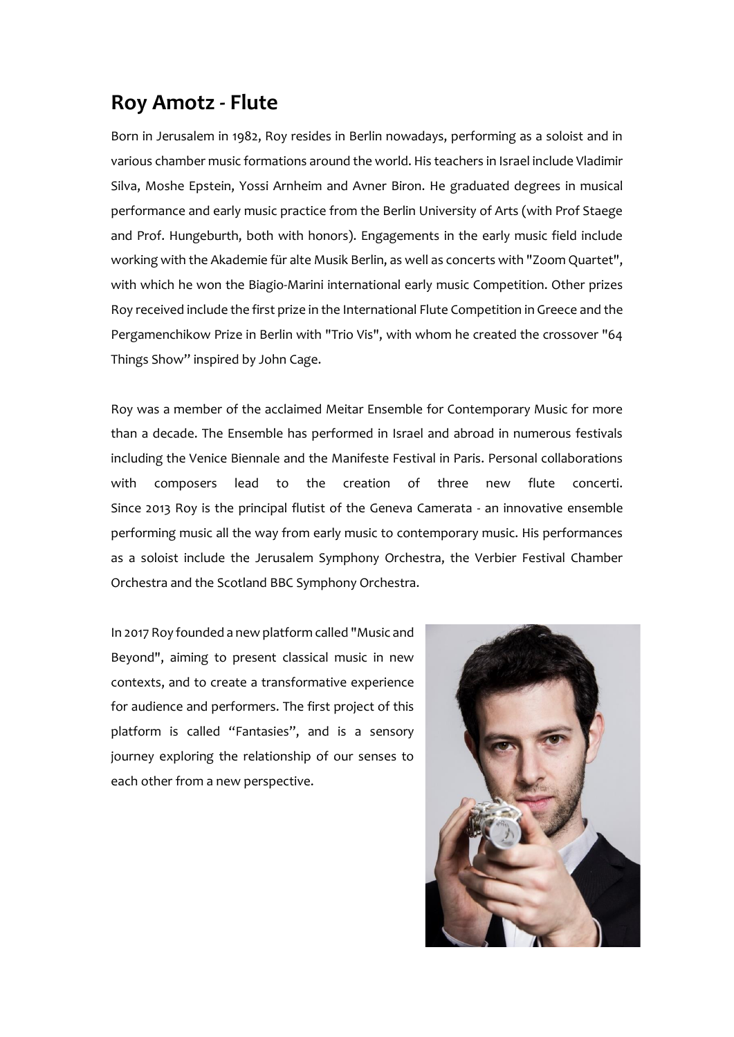## Roy Amotz - Flute

Born in Jerusalem in 1982, Roy resides in Berlin nowadays, performing as a soloist and in various chamber music formations around the world. His teachers in Israel include Vladimir Silva, Moshe Epstein, Yossi Arnheim and Avner Biron. He graduated degrees in musical performance and early music practice from the Berlin University of Arts (with Prof Staege and Prof. Hungeburth, both with honors). Engagements in the early music field include working with the Akademie für alte Musik Berlin, as well as concerts with "Zoom Quartet", with which he won the Biagio-Marini international early music Competition. Other prizes Roy received include the first prize in the International Flute Competition in Greece and the Pergamenchikow Prize in Berlin with "Trio Vis", with whom he created the crossover "64 Things Show" inspired by John Cage.

Roy was a member of the acclaimed Meitar Ensemble for Contemporary Music for more than a decade. The Ensemble has performed in Israel and abroad in numerous festivals including the Venice Biennale and the Manifeste Festival in Paris. Personal collaborations with composers lead to the creation of three new flute concerti. Since 2013 Roy is the principal flutist of the Geneva Camerata - an innovative ensemble performing music all the way from early music to contemporary music. His performances as a soloist include the Jerusalem Symphony Orchestra, the Verbier Festival Chamber Orchestra and the Scotland BBC Symphony Orchestra.

In 2017 Roy founded a new platform called "Music and Beyond", aiming to present classical music in new contexts, and to create a transformative experience for audience and performers. The first project of this platform is called "Fantasies", and is a sensory journey exploring the relationship of our senses to each other from a new perspective.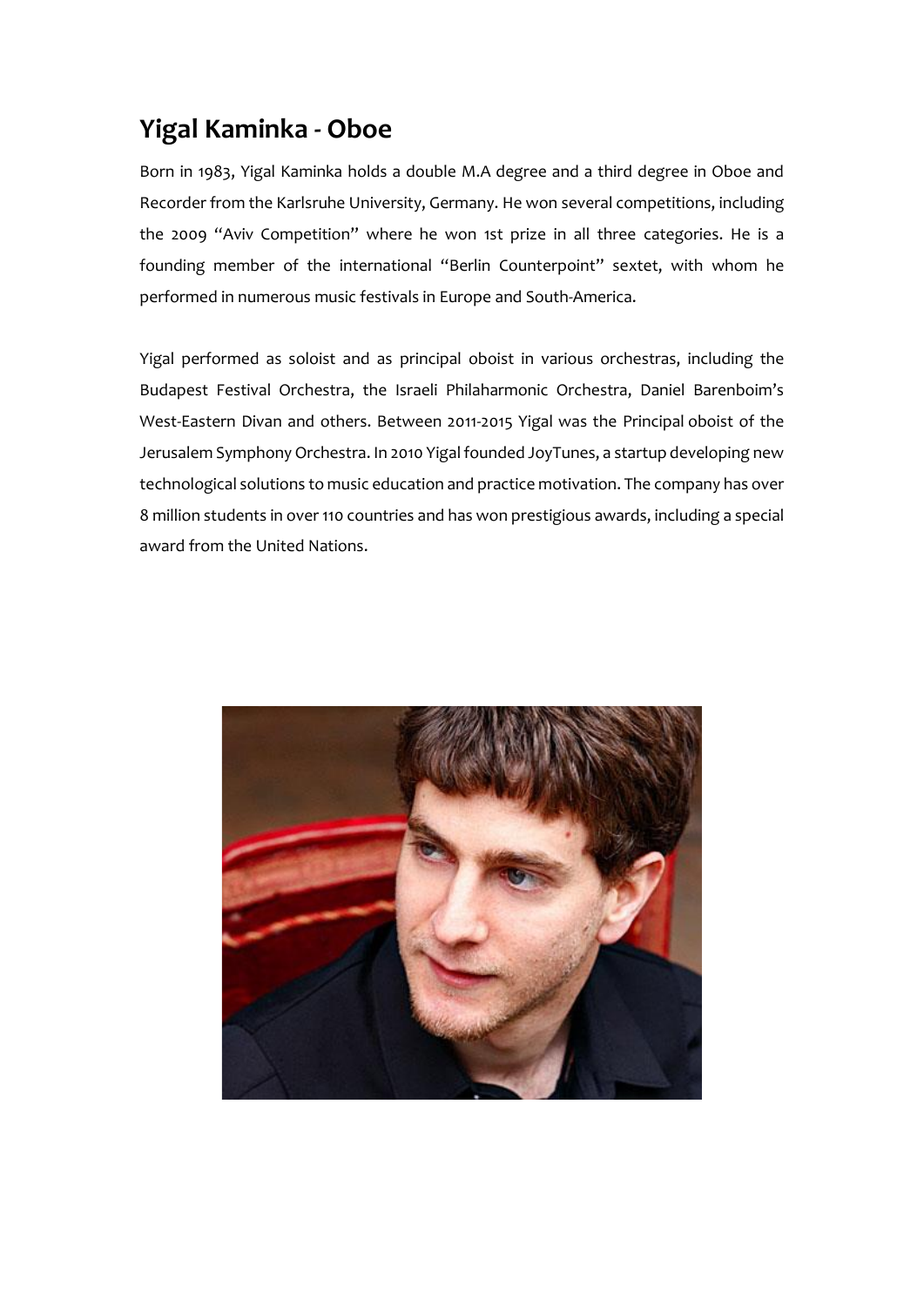## Yigal Kaminka - Oboe

Born in 1983, Yigal Kaminka holds a double M.A degree and a third degree in Oboe and Recorder from the Karlsruhe University, Germany. He won several competitions, including the 2009 "Aviv Competition" where he won 1st prize in all three categories. He is a founding member of the international "Berlin Counterpoint" sextet, with whom he performed in numerous music festivals in Europe and South-America.

Yigal performed as soloist and as principal oboist in various orchestras, including the Budapest Festival Orchestra, the Israeli Philaharmonic Orchestra, Daniel Barenboim's West-Eastern Divan and others. Between 2011-2015 Yigal was the Principal oboist of the Jerusalem Symphony Orchestra. In 2010 Yigal founded JoyTunes, a startup developing new technological solutions to music education and practice motivation. The company has over 8 million students in over 110 countries and has won prestigious awards, including a special award from the United Nations.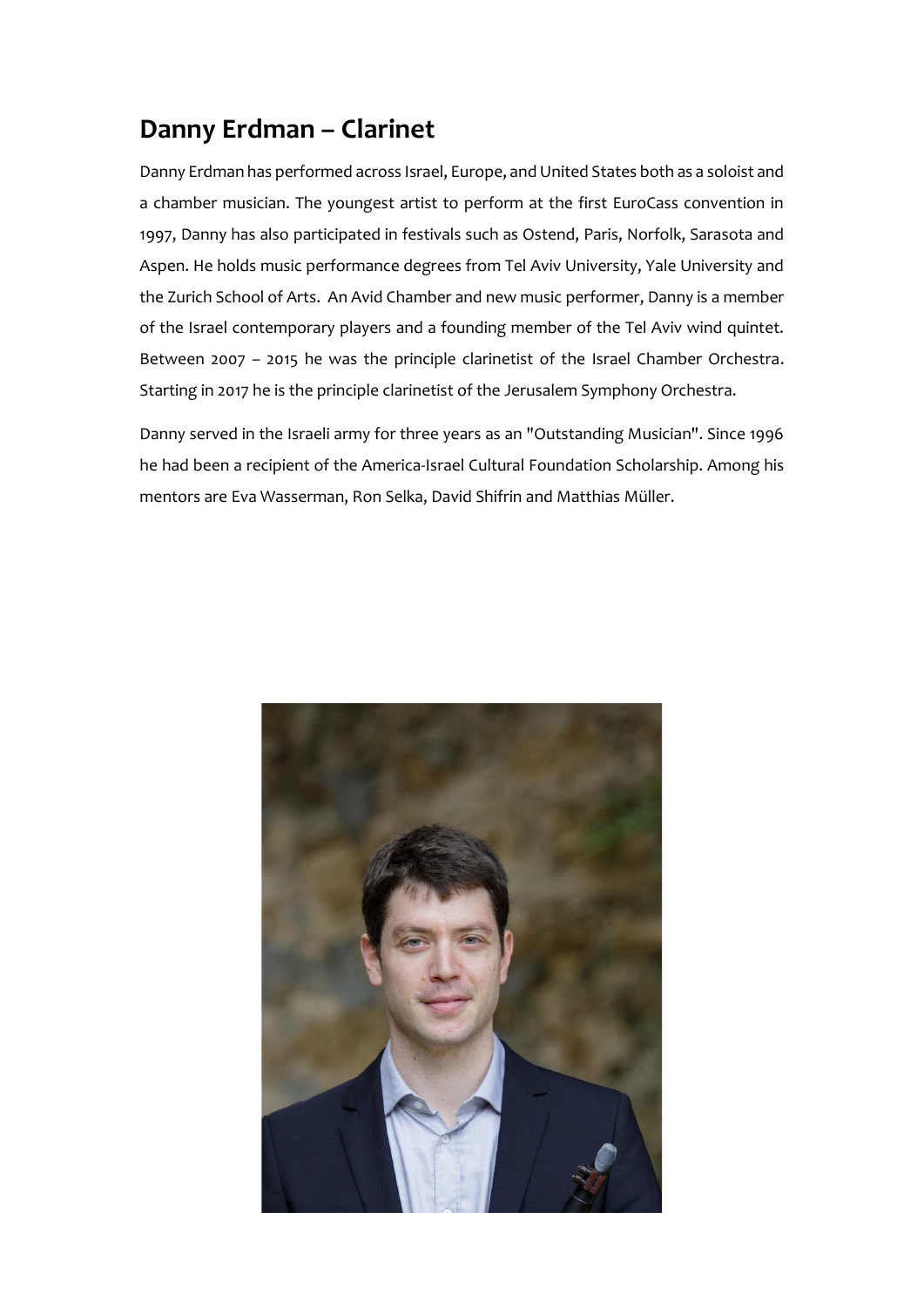## Danny Erdman – Clarinet

Danny Erdman has performed across Israel, Europe, and United States both as a soloist and a chamber musician. The youngest artist to perform at the first EuroCass convention in 1997, Danny has also participated in festivals such as Ostend, Paris, Norfolk, Sarasota and Aspen. He holds music performance degrees from Tel Aviv University, Yale University and the Zurich School of Arts. An Avid Chamber and new music performer, Danny is a member of the Israel contemporary players and a founding member of the Tel Aviv wind quintet. Between 2007 – 2015 he was the principle clarinetist of the Israel Chamber Orchestra. Starting in 2017 he is the principle clarinetist of the Jerusalem Symphony Orchestra.

Danny served in the Israeli army for three years as an "Outstanding Musician". Since 1996 he had been a recipient of the America-Israel Cultural Foundation Scholarship. Among his mentors are Eva Wasserman, Ron Selka, David Shifrin and Matthias Müller.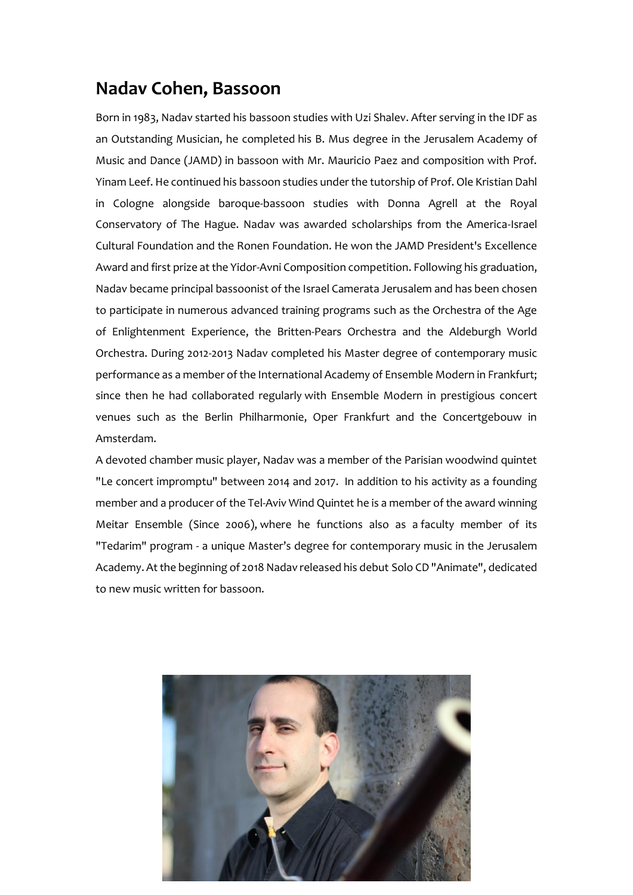## Nadav Cohen, Bassoon

Born in 1983, Nadav started his bassoon studies with Uzi Shalev. After serving in the IDF as an Outstanding Musician, he completed his B. Mus degree in the Jerusalem Academy of Music and Dance (JAMD) in bassoon with Mr. Mauricio Paez and composition with Prof. Yinam Leef. He continued his bassoon studies under the tutorship of Prof. Ole Kristian Dahl in Cologne alongside baroque-bassoon studies with Donna Agrell at the Royal Conservatory of The Hague. Nadav was awarded scholarships from the America-Israel Cultural Foundation and the Ronen Foundation. He won the JAMD President's Excellence Award and first prize at the Yidor-Avni Composition competition. Following his graduation, Nadav became principal bassoonist of the Israel Camerata Jerusalem and has been chosen to participate in numerous advanced training programs such as the Orchestra of the Age of Enlightenment Experience, the Britten-Pears Orchestra and the Aldeburgh World Orchestra. During 2012-2013 Nadav completed his Master degree of contemporary music performance as a member of the International Academy of Ensemble Modern in Frankfurt; since then he had collaborated regularly with Ensemble Modern in prestigious concert venues such as the Berlin Philharmonie, Oper Frankfurt and the Concertgebouw in Amsterdam.

A devoted chamber music player, Nadav was a member of the Parisian woodwind quintet "Le concert impromptu" between 2014 and 2017. In addition to his activity as a founding member and a producer of the Tel-Aviv Wind Quintet he is a member of the award winning Meitar Ensemble (Since 2006), where he functions also as a faculty member of its "Tedarim" program - a unique Master's degree for contemporary music in the Jerusalem Academy. At the beginning of 2018 Nadav released his debut Solo CD "Animate", dedicated to new music written for bassoon.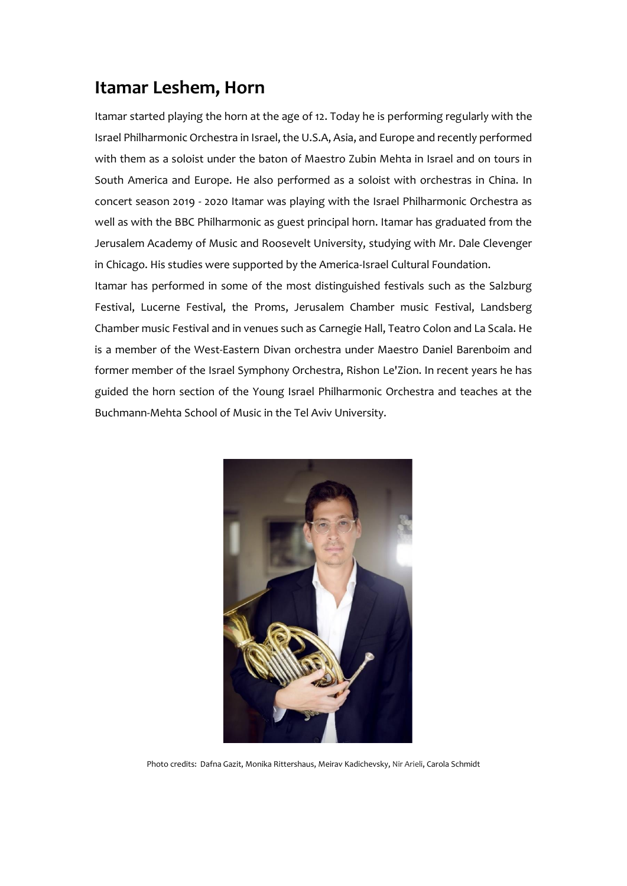## Itamar Leshem, Horn

Itamar started playing the horn at the age of 12. Today he is performing regularly with the Israel Philharmonic Orchestra in Israel, the U.S.A, Asia, and Europe and recently performed with them as a soloist under the baton of Maestro Zubin Mehta in Israel and on tours in South America and Europe. He also performed as a soloist with orchestras in China. In concert season 2019 - 2020 Itamar was playing with the Israel Philharmonic Orchestra as well as with the BBC Philharmonic as guest principal horn. Itamar has graduated from the Jerusalem Academy of Music and Roosevelt University, studying with Mr. Dale Clevenger in Chicago. His studies were supported by the America-Israel Cultural Foundation.

Itamar has performed in some of the most distinguished festivals such as the Salzburg Festival, Lucerne Festival, the Proms, Jerusalem Chamber music Festival, Landsberg Chamber music Festival and in venues such as Carnegie Hall, Teatro Colon and La Scala. He is a member of the West-Eastern Divan orchestra under Maestro Daniel Barenboim and former member of the Israel Symphony Orchestra, Rishon Le'Zion. In recent years he has guided the horn section of the Young Israel Philharmonic Orchestra and teaches at the Buchmann-Mehta School of Music in the Tel Aviv University.

Photo credits: Dafna Gazit, Monika Rittershaus, Meirav Kadichevsky, Nir Arieli, Carola Schmidt